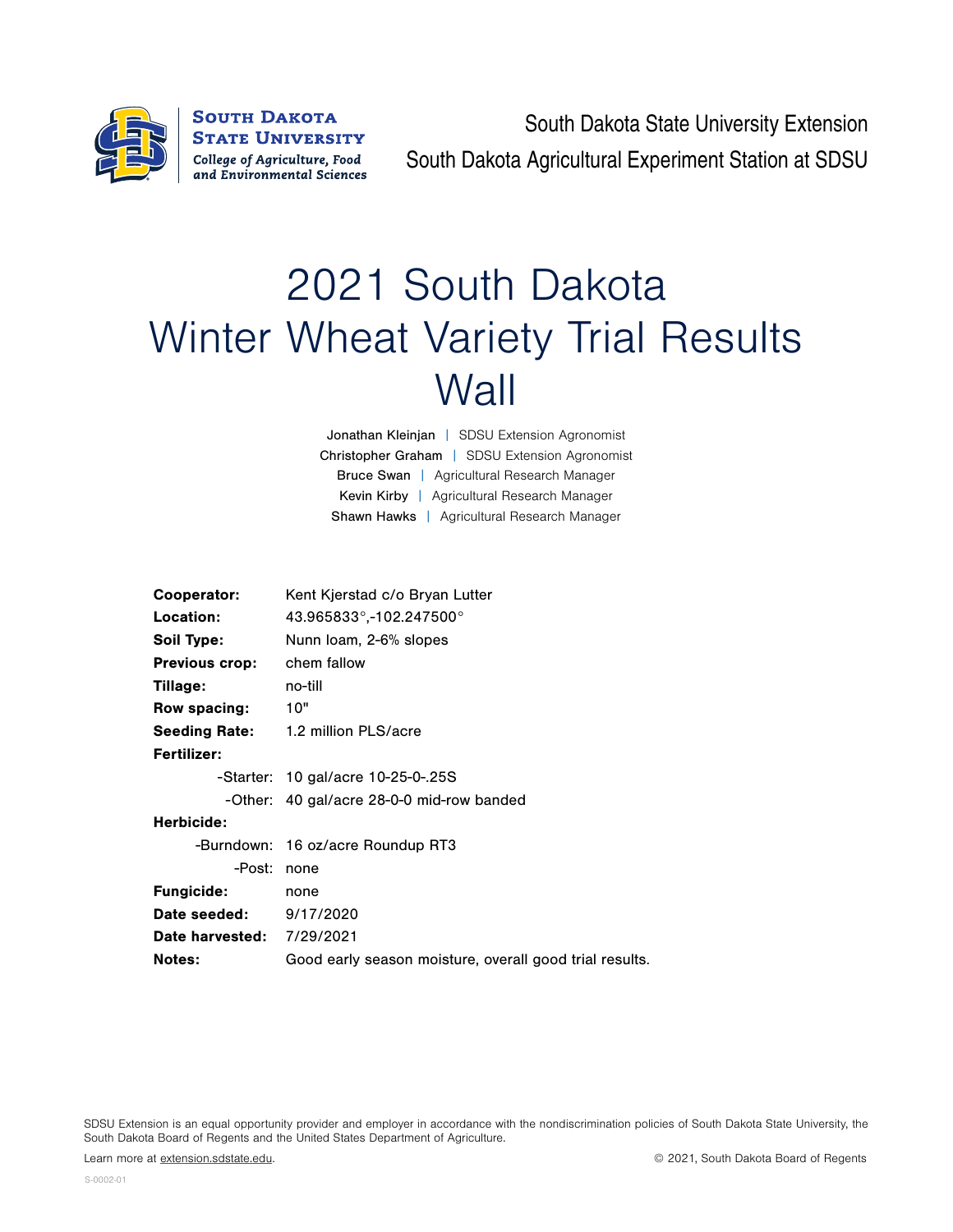South Dakota State University Extension

South Dakota Agricultural Experiment Station at SDSU

# 2021 South Dakota Winter Wheat Variety Trial Results Wall

Jonathan Kleinjan | SDSU Extension Agronomist
Christopher Graham | SDSU Extension Agronomist
Bruce Swan | Agricultural Research Manager
Kevin Kirby | Agricultural Research Manager
Shawn Hawks | Agricultural Research Manager

**Cooperator:** Kent Kjerstad c/o Bryan Lutter
**Location:** 43.965833°,-102.247500°
**Soil Type:** Nunn loam, 2-6% slopes
**Previous crop:** chem fallow
**Tillage:** no-till
**Row spacing:** 10"
**Seeding Rate:** 1.2 million PLS/acre
**Fertilizer:**
-Starter: 10 gal/acre 10-25-0-.25S
-Other: 40 gal/acre 28-0-0 mid-row banded
**Herbicide:**
-Burndown: 16 oz/acre Roundup RT3
-Post: none
**Fungicide:** none
**Date seeded:** 9/17/2020
**Date harvested:** 7/29/2021
**Notes:** Good early season moisture, overall good trial results.

SDSU Extension is an equal opportunity provider and employer in accordance with the nondiscrimination policies of South Dakota State University, the South Dakota Board of Regents and the United States Department of Agriculture.

Learn more at extension.sdstate.edu.

© 2021, South Dakota Board of Regents

S-0002-01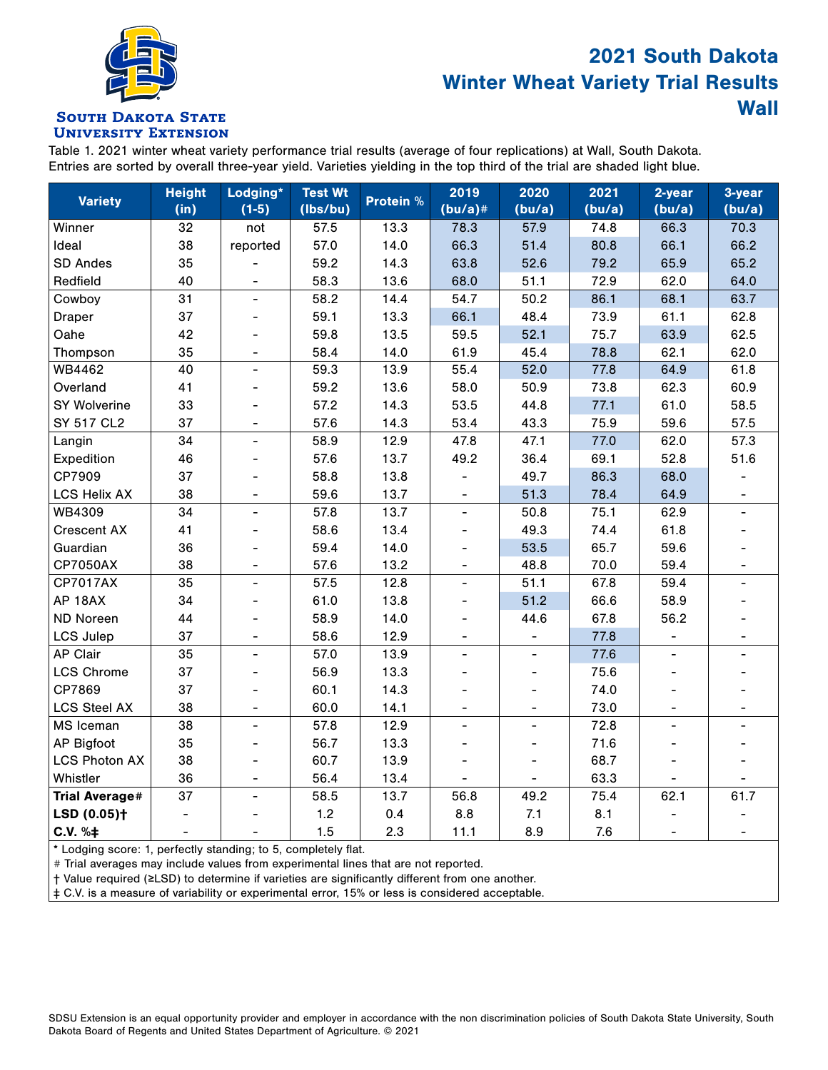South Dakota State University Extension

# 2021 South Dakota Winter Wheat Variety Trial Results Wall

Table 1. 2021 winter wheat variety performance trial results (average of four replications) at Wall, South Dakota. Entries are sorted by overall three-year yield. Varieties yielding in the top third of the trial are shaded light blue.

| Variety | Height (in) | Lodging* (1-5) | Test Wt (lbs/bu) | Protein % | 2019 (bu/a)# | 2020 (bu/a) | 2021 (bu/a) | 2-year (bu/a) | 3-year (bu/a) |
|---|---|---|---|---|---|---|---|---|---|
| Winner | 32 | not | 57.5 | 13.3 | 78.3 | 57.9 | 74.8 | 66.3 | 70.3 |
| Ideal | 38 | reported | 57.0 | 14.0 | 66.3 | 51.4 | 80.8 | 66.1 | 66.2 |
| SD Andes | 35 | - | 59.2 | 14.3 | 63.8 | 52.6 | 79.2 | 65.9 | 65.2 |
| Redfield | 40 | - | 58.3 | 13.6 | 68.0 | 51.1 | 72.9 | 62.0 | 64.0 |
| Cowboy | 31 | - | 58.2 | 14.4 | 54.7 | 50.2 | 86.1 | 68.1 | 63.7 |
| Draper | 37 | - | 59.1 | 13.3 | 66.1 | 48.4 | 73.9 | 61.1 | 62.8 |
| Oahe | 42 | - | 59.8 | 13.5 | 59.5 | 52.1 | 75.7 | 63.9 | 62.5 |
| Thompson | 35 | - | 58.4 | 14.0 | 61.9 | 45.4 | 78.8 | 62.1 | 62.0 |
| WB4462 | 40 | - | 59.3 | 13.9 | 55.4 | 52.0 | 77.8 | 64.9 | 61.8 |
| Overland | 41 | - | 59.2 | 13.6 | 58.0 | 50.9 | 73.8 | 62.3 | 60.9 |
| SY Wolverine | 33 | - | 57.2 | 14.3 | 53.5 | 44.8 | 77.1 | 61.0 | 58.5 |
| SY 517 CL2 | 37 | - | 57.6 | 14.3 | 53.4 | 43.3 | 75.9 | 59.6 | 57.5 |
| Langin | 34 | - | 58.9 | 12.9 | 47.8 | 47.1 | 77.0 | 62.0 | 57.3 |
| Expedition | 46 | - | 57.6 | 13.7 | 49.2 | 36.4 | 69.1 | 52.8 | 51.6 |
| CP7909 | 37 | - | 58.8 | 13.8 | - | 49.7 | 86.3 | 68.0 | - |
| LCS Helix AX | 38 | - | 59.6 | 13.7 | - | 51.3 | 78.4 | 64.9 | - |
| WB4309 | 34 | - | 57.8 | 13.7 | - | 50.8 | 75.1 | 62.9 | - |
| Crescent AX | 41 | - | 58.6 | 13.4 | - | 49.3 | 74.4 | 61.8 | - |
| Guardian | 36 | - | 59.4 | 14.0 | - | 53.5 | 65.7 | 59.6 | - |
| CP7050AX | 38 | - | 57.6 | 13.2 | - | 48.8 | 70.0 | 59.4 | - |
| CP7017AX | 35 | - | 57.5 | 12.8 | - | 51.1 | 67.8 | 59.4 | - |
| AP 18AX | 34 | - | 61.0 | 13.8 | - | 51.2 | 66.6 | 58.9 | - |
| ND Noreen | 44 | - | 58.9 | 14.0 | - | 44.6 | 67.8 | 56.2 | - |
| LCS Julep | 37 | - | 58.6 | 12.9 | - | - | 77.8 | - | - |
| AP Clair | 35 | - | 57.0 | 13.9 | - | - | 77.6 | - | - |
| LCS Chrome | 37 | - | 56.9 | 13.3 | - | - | 75.6 | - | - |
| CP7869 | 37 | - | 60.1 | 14.3 | - | - | 74.0 | - | - |
| LCS Steel AX | 38 | - | 60.0 | 14.1 | - | - | 73.0 | - | - |
| MS Iceman | 38 | - | 57.8 | 12.9 | - | - | 72.8 | - | - |
| AP Bigfoot | 35 | - | 56.7 | 13.3 | - | - | 71.6 | - | - |
| LCS Photon AX | 38 | - | 60.7 | 13.9 | - | - | 68.7 | - | - |
| Whistler | 36 | - | 56.4 | 13.4 | - | - | 63.3 | - | - |
| **Trial Average#** | 37 | - | 58.5 | 13.7 | 56.8 | 49.2 | 75.4 | 62.1 | 61.7 |
| **LSD (0.05)†** | - | - | 1.2 | 0.4 | 8.8 | 7.1 | 8.1 | - | - |
| **C.V. %‡** | - | - | 1.5 | 2.3 | 11.1 | 8.9 | 7.6 | - | - |

\* Lodging score: 1, perfectly standing; to 5, completely flat.
\# Trial averages may include values from experimental lines that are not reported.
† Value required (≥LSD) to determine if varieties are significantly different from one another.
‡ C.V. is a measure of variability or experimental error, 15% or less is considered acceptable.

SDSU Extension is an equal opportunity provider and employer in accordance with the non discrimination policies of South Dakota State University, South Dakota Board of Regents and United States Department of Agriculture. © 2021